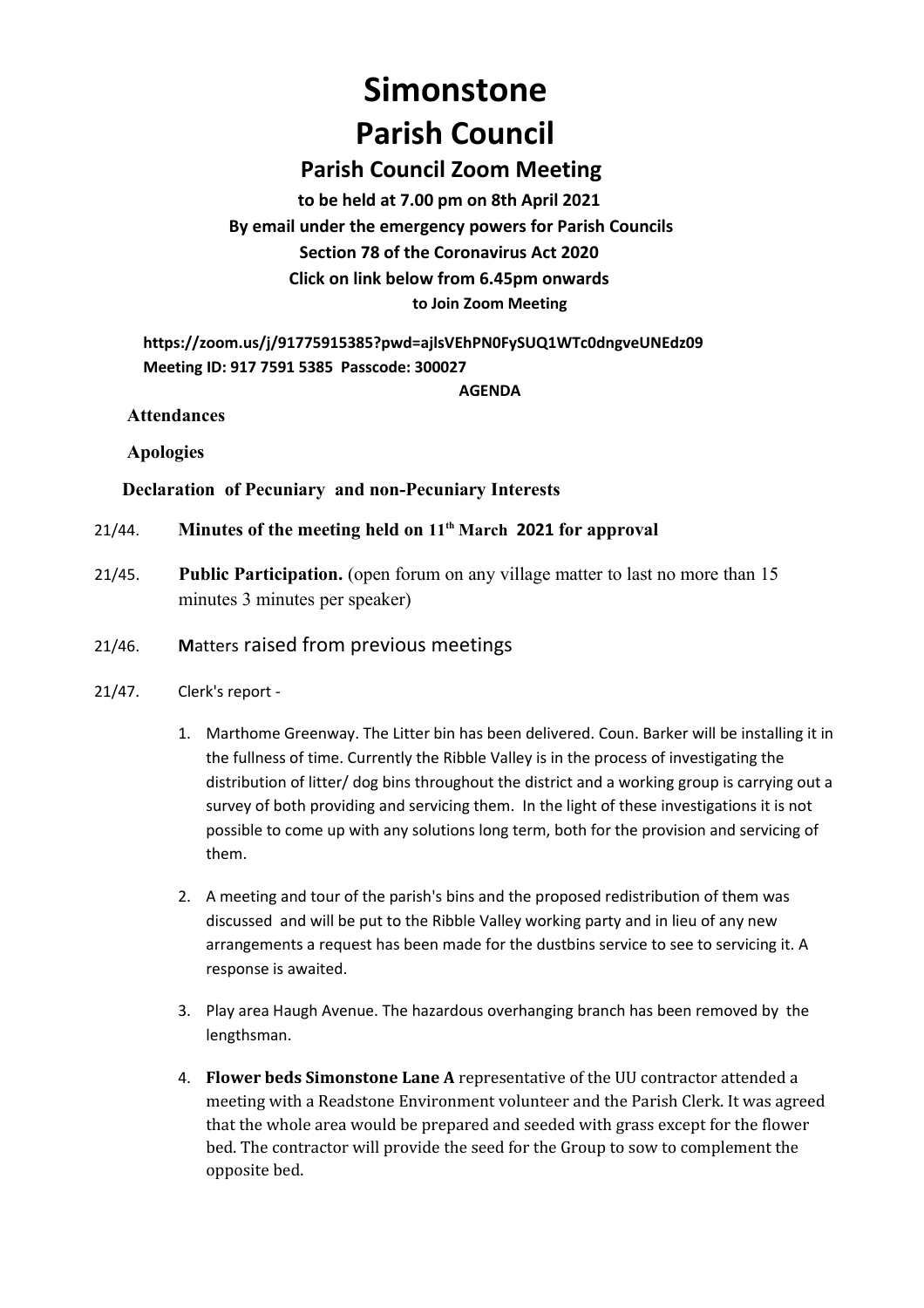# Simonstone
# Parish Council

## Parish Council Zoom Meeting

**to be held at 7.00 pm on 8th April 2021**
**By email under the emergency powers for Parish Councils**
**Section 78 of the Coronavirus Act 2020**
**Click on link below from 6.45pm onwards**
**to Join Zoom Meeting**

**https://zoom.us/j/91775915385?pwd=ajlsVEhPN0FySUQ1WTc0dngveUNEdz09**
**Meeting ID: 917 7591 5385 Passcode: 300027**

**AGENDA**

**Attendances**

**Apologies**

**Declaration of Pecuniary and non-Pecuniary Interests**

21/44. **Minutes of the meeting held on 11th March 2021 for approval**

21/45. **Public Participation.** (open forum on any village matter to last no more than 15 minutes 3 minutes per speaker)

21/46. **M**atters raised from previous meetings

21/47. Clerk's report -

1. Marthome Greenway. The Litter bin has been delivered. Coun. Barker will be installing it in the fullness of time. Currently the Ribble Valley is in the process of investigating the distribution of litter/ dog bins throughout the district and a working group is carrying out a survey of both providing and servicing them. In the light of these investigations it is not possible to come up with any solutions long term, both for the provision and servicing of them.

2. A meeting and tour of the parish's bins and the proposed redistribution of them was discussed and will be put to the Ribble Valley working party and in lieu of any new arrangements a request has been made for the dustbins service to see to servicing it. A response is awaited.

3. Play area Haugh Avenue. The hazardous overhanging branch has been removed by the lengthsman.

4. **Flower beds Simonstone Lane A** representative of the UU contractor attended a meeting with a Readstone Environment volunteer and the Parish Clerk. It was agreed that the whole area would be prepared and seeded with grass except for the flower bed. The contractor will provide the seed for the Group to sow to complement the opposite bed.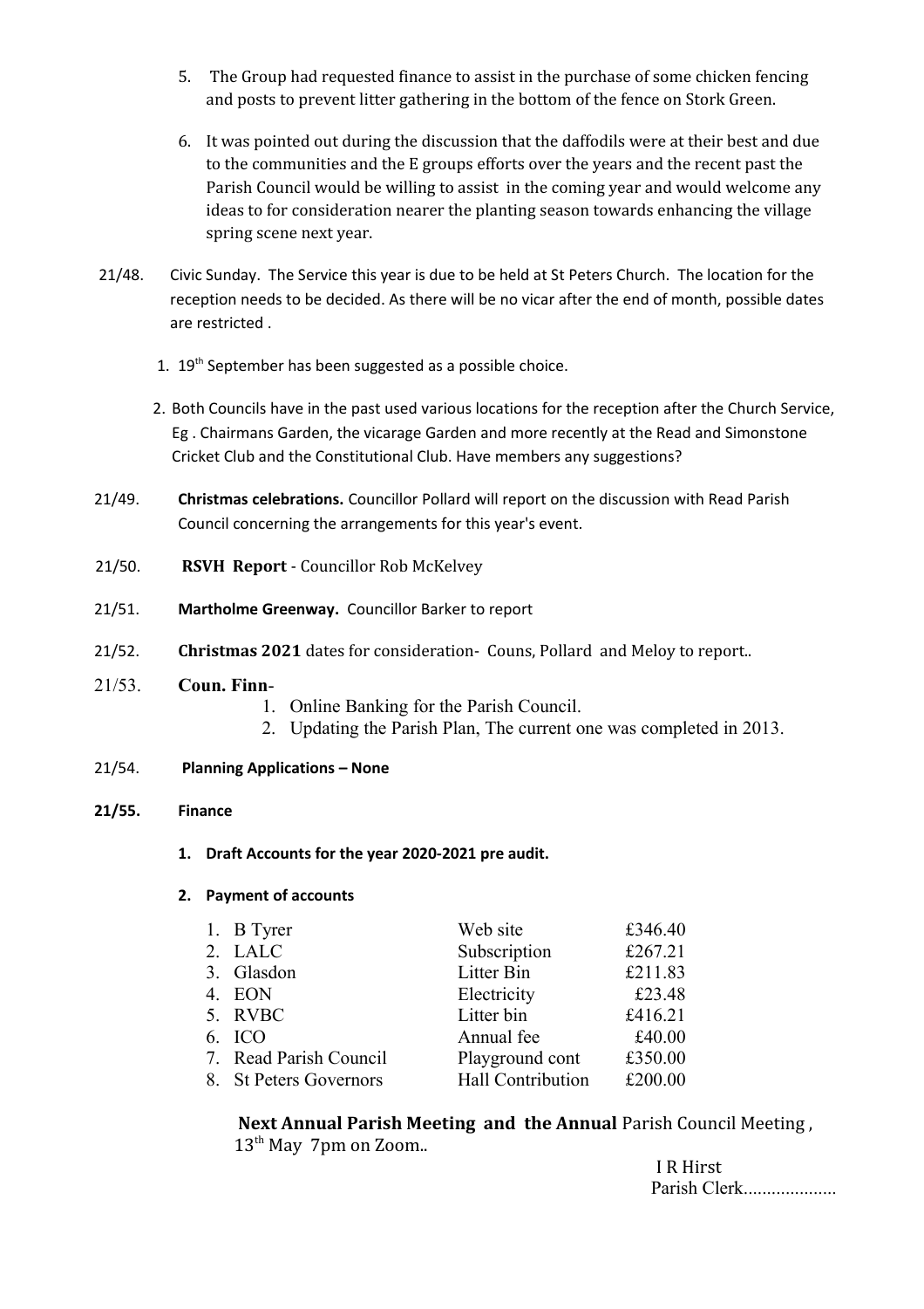5. The Group had requested finance to assist in the purchase of some chicken fencing and posts to prevent litter gathering in the bottom of the fence on Stork Green.

6. It was pointed out during the discussion that the daffodils were at their best and due to the communities and the E groups efforts over the years and the recent past the Parish Council would be willing to assist in the coming year and would welcome any ideas to for consideration nearer the planting season towards enhancing the village spring scene next year.

21/48. Civic Sunday. The Service this year is due to be held at St Peters Church. The location for the reception needs to be decided. As there will be no vicar after the end of month, possible dates are restricted .

1. 19th September has been suggested as a possible choice.
2. Both Councils have in the past used various locations for the reception after the Church Service, Eg . Chairmans Garden, the vicarage Garden and more recently at the Read and Simonstone Cricket Club and the Constitutional Club. Have members any suggestions?

21/49. **Christmas celebrations.** Councillor Pollard will report on the discussion with Read Parish Council concerning the arrangements for this year's event.

21/50. **RSVH Report** - Councillor Rob McKelvey

21/51. **Martholme Greenway.** Councillor Barker to report

21/52. **Christmas 2021** dates for consideration- Couns, Pollard and Meloy to report..

21/53. **Coun. Finn**-

1. Online Banking for the Parish Council.
2. Updating the Parish Plan, The current one was completed in 2013.

21/54. **Planning Applications – None**

**21/55. Finance**

1. **Draft Accounts for the year 2020-2021 pre audit.**
2. **Payment of accounts**

| | | |
|---|---|---|
| 1. B Tyrer | Web site | £346.40 |
| 2. LALC | Subscription | £267.21 |
| 3. Glasdon | Litter Bin | £211.83 |
| 4. EON | Electricity | £23.48 |
| 5. RVBC | Litter bin | £416.21 |
| 6. ICO | Annual fee | £40.00 |
| 7. Read Parish Council | Playground cont | £350.00 |
| 8. St Peters Governors | Hall Contribution | £200.00 |

**Next Annual Parish Meeting and the Annual** Parish Council Meeting , 13th May 7pm on Zoom..

I R Hirst
Parish Clerk....................